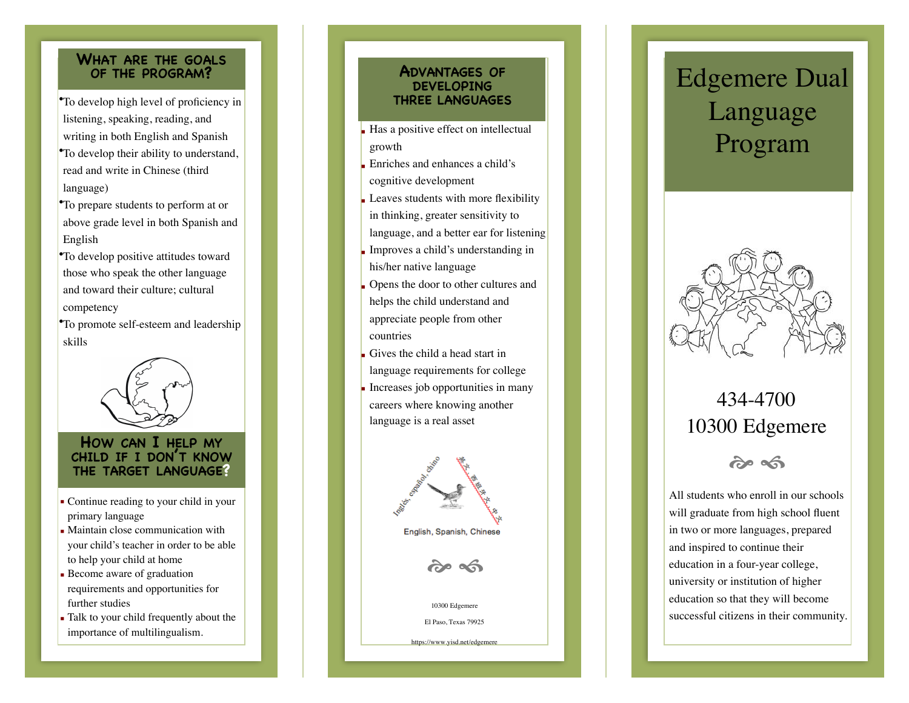## What are the goals of the program?

- To develop high level of proficiency in listening, speaking, reading, and writing in both English and Spanish
- To develop their ability to understand, read and write in Chinese (third language)
- To prepare students to perform at or above grade level in both Spanish and English
- To develop positive attitudes toward those who speak the other language and toward their culture; cultural competency
- To promote self-esteem and leadership skills

## How can I help my child if I don't know the target language?

- Continue reading to your child in your primary language
- Maintain close communication with your child's teacher in order to be able to help your child at home
- Become aware of graduation requirements and opportunities for further studies
- Talk to your child frequently about the importance of multilingualism.

## Advantages of developing three languages

- Has a positive effect on intellectual growth
- Enriches and enhances a child's cognitive development
- Leaves students with more flexibility in thinking, greater sensitivity to language, and a better ear for listening
- Improves a child's understanding in his/her native language
- Opens the door to other cultures and helps the child understand and appreciate people from other countries
- Gives the child a head start in language requirements for college
- Increases job opportunities in many careers where knowing another language is a real asset

Inglés, español, chino

英文, 西班牙文, 中文

English, Spanish, Chinese

10300 Edgemere

El Paso, Texas 79925

https://www.yisd.net/edgemere

# Edgemere Dual Language Program

434-4700

10300 Edgemere

All students who enroll in our schools will graduate from high school fluent in two or more languages, prepared and inspired to continue their education in a four-year college, university or institution of higher education so that they will become successful citizens in their community.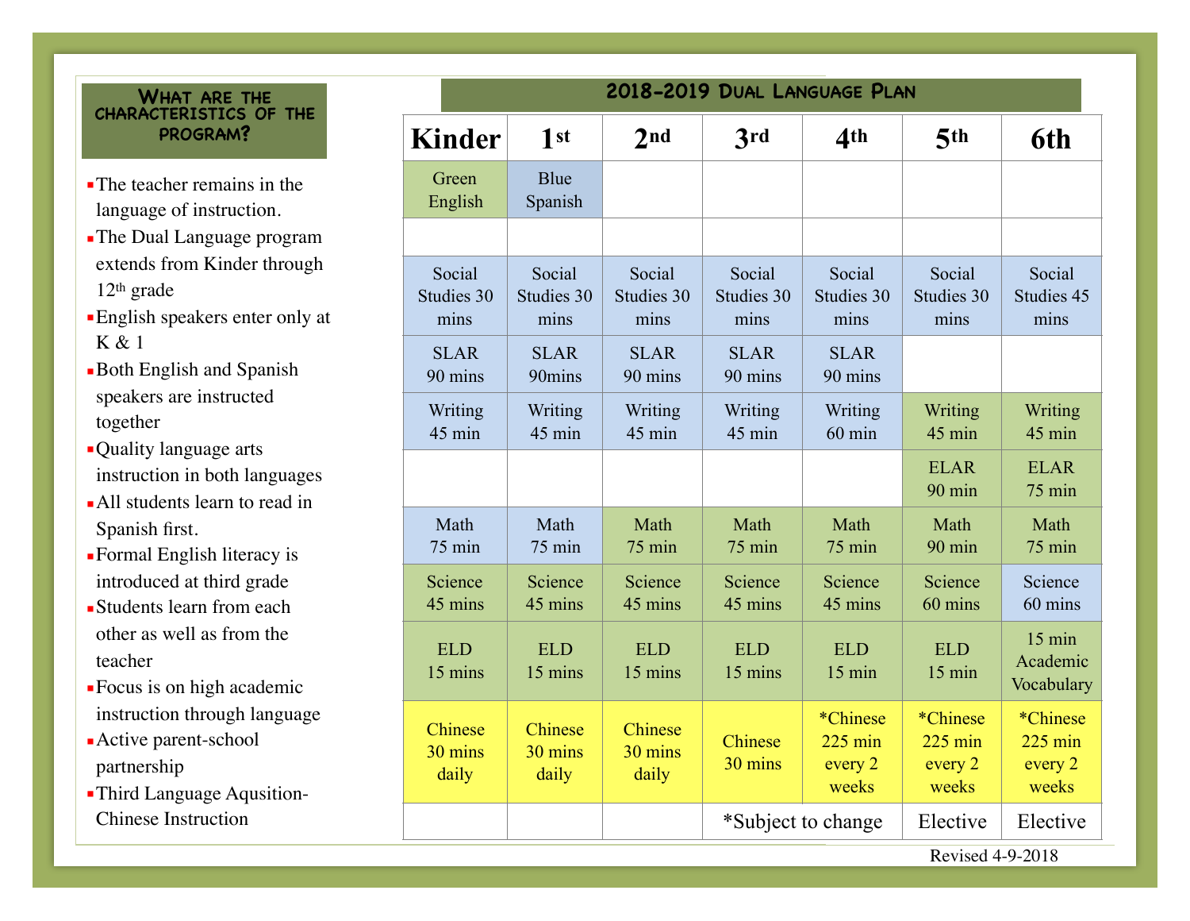## What are the characteristics of the program?

- The teacher remains in the language of instruction.
- The Dual Language program extends from Kinder through 12th grade
- English speakers enter only at K & 1
- Both English and Spanish speakers are instructed together
- Quality language arts instruction in both languages
- All students learn to read in Spanish first.
- Formal English literacy is introduced at third grade
- Students learn from each other as well as from the teacher
- Focus is on high academic instruction through language
- Active parent-school partnership
- Third Language Aqusition-Chinese Instruction

## 2018-2019 Dual Language Plan

| Kinder | 1st | 2nd | 3rd | 4th | 5th | 6th |
|---|---|---|---|---|---|---|
| Green English | Blue Spanish | | | | | |
| | | | | | | |
| Social Studies 30 mins | Social Studies 30 mins | Social Studies 30 mins | Social Studies 30 mins | Social Studies 30 mins | Social Studies 30 mins | Social Studies 45 mins |
| SLAR 90 mins | SLAR 90mins | SLAR 90 mins | SLAR 90 mins | SLAR 90 mins | | |
| Writing 45 min | Writing 45 min | Writing 45 min | Writing 45 min | Writing 60 min | Writing 45 min | Writing 45 min |
| | | | | | ELAR 90 min | ELAR 75 min |
| Math 75 min | Math 75 min | Math 75 min | Math 75 min | Math 75 min | Math 90 min | Math 75 min |
| Science 45 mins | Science 45 mins | Science 45 mins | Science 45 mins | Science 45 mins | Science 60 mins | Science 60 mins |
| ELD 15 mins | ELD 15 mins | ELD 15 mins | ELD 15 mins | ELD 15 min | ELD 15 min | 15 min Academic Vocabulary |
| Chinese 30 mins daily | Chinese 30 mins daily | Chinese 30 mins daily | Chinese 30 mins | *Chinese 225 min every 2 weeks | *Chinese 225 min every 2 weeks | *Chinese 225 min every 2 weeks |
| | | | *Subject to change | | Elective | Elective |

Revised 4-9-2018